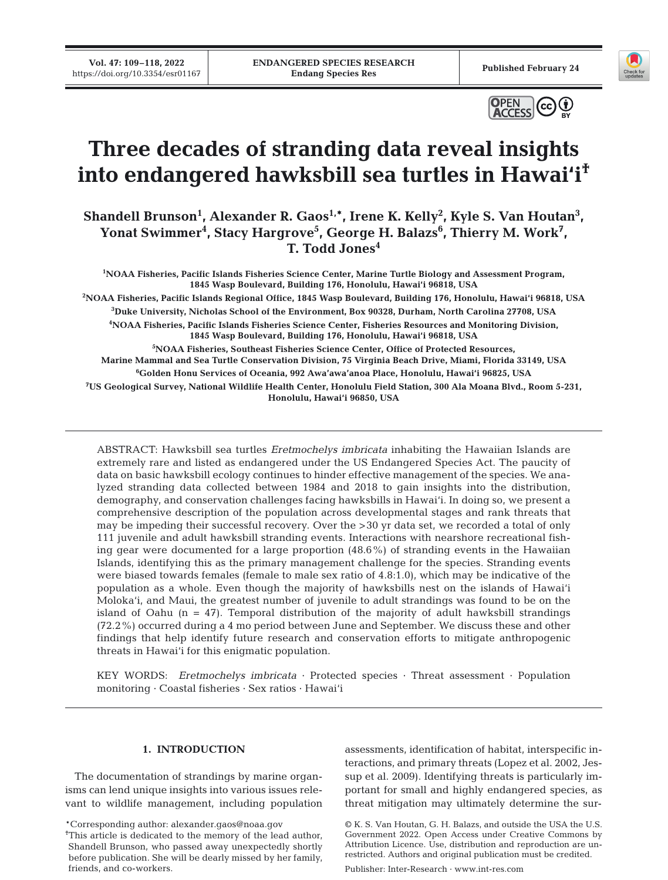# Three decades of stranding data reveal insights into endangered hawksbill sea turtles in Hawai'i[‡]

**Shandell Brunson[1], Alexander R. Gaos[1,*], Irene K. Kelly[2], Kyle S. Van Houtan[3], Yonat Swimmer[4], Stacy Hargrove[5], George H. Balazs[6], Thierry M. Work[7], T. Todd Jones[4]**

[1]NOAA Fisheries, Pacific Islands Fisheries Science Center, Marine Turtle Biology and Assessment Program, 1845 Wasp Boulevard, Building 176, Honolulu, Hawai'i 96818, USA

[2]NOAA Fisheries, Pacific Islands Regional Office, 1845 Wasp Boulevard, Building 176, Honolulu, Hawai'i 96818, USA

[3]Duke University, Nicholas School of the Environment, Box 90328, Durham, North Carolina 27708, USA

[4]NOAA Fisheries, Pacific Islands Fisheries Science Center, Fisheries Resources and Monitoring Division, 1845 Wasp Boulevard, Building 176, Honolulu, Hawai'i 96818, USA

[5]NOAA Fisheries, Southeast Fisheries Science Center, Office of Protected Resources, Marine Mammal and Sea Turtle Conservation Division, 75 Virginia Beach Drive, Miami, Florida 33149, USA

[6]Golden Honu Services of Oceania, 992 Awa'awa'anoa Place, Honolulu, Hawai'i 96825, USA

[7]US Geological Survey, National Wildlife Health Center, Honolulu Field Station, 300 Ala Moana Blvd., Room 5-231, Honolulu, Hawai'i 96850, USA

ABSTRACT: Hawksbill sea turtles *Eretmochelys imbricata* inhabiting the Hawaiian Islands are extremely rare and listed as endangered under the US Endangered Species Act. The paucity of data on basic hawksbill ecology continues to hinder effective management of the species. We analyzed stranding data collected between 1984 and 2018 to gain insights into the distribution, demography, and conservation challenges facing hawksbills in Hawai'i. In doing so, we present a comprehensive description of the population across developmental stages and rank threats that may be impeding their successful recovery. Over the >30 yr data set, we recorded a total of only 111 juvenile and adult hawksbill stranding events. Interactions with nearshore recreational fishing gear were documented for a large proportion (48.6%) of stranding events in the Hawaiian Islands, identifying this as the primary management challenge for the species. Stranding events were biased towards females (female to male sex ratio of 4.8:1.0), which may be indicative of the population as a whole. Even though the majority of hawksbills nest on the islands of Hawai'i Moloka'i, and Maui, the greatest number of juvenile to adult strandings was found to be on the island of Oahu (n = 47). Temporal distribution of the majority of adult hawksbill strandings (72.2%) occurred during a 4 mo period between June and September. We discuss these and other findings that help identify future research and conservation efforts to mitigate anthropogenic threats in Hawai'i for this enigmatic population.

KEY WORDS: *Eretmochelys imbricata* · Protected species · Threat assessment · Population monitoring · Coastal fisheries · Sex ratios · Hawai'i

## 1. INTRODUCTION

The documentation of strandings by marine organisms can lend unique insights into various issues relevant to wildlife management, including population assessments, identification of habitat, interspecific interactions, and primary threats (Lopez et al. 2002, Jessup et al. 2009). Identifying threats is particularly important for small and highly endangered species, as threat mitigation may ultimately determine the sur-

*Corresponding author: alexander.gaos@noaa.gov

‡This article is dedicated to the memory of the lead author, Shandell Brunson, who passed away unexpectedly shortly before publication. She will be dearly missed by her family, friends, and co-workers.

© K. S. Van Houtan, G. H. Balazs, and outside the USA the U.S. Government 2022. Open Access under Creative Commons by Attribution Licence. Use, distribution and reproduction are unrestricted. Authors and original publication must be credited.

Publisher: Inter-Research · www.int-res.com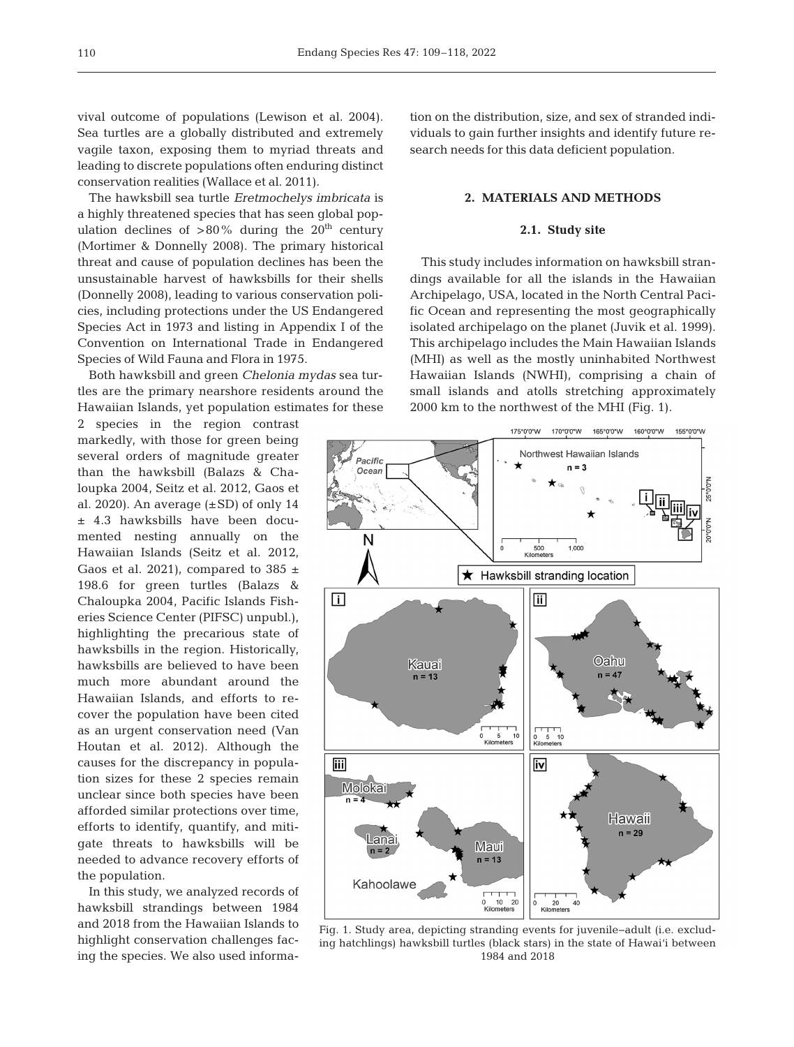vival outcome of populations (Lewison et al. 2004). Sea turtles are a globally distributed and extremely vagile taxon, exposing them to myriad threats and leading to discrete populations often enduring distinct conservation realities (Wallace et al. 2011).

The hawksbill sea turtle *Eretmochelys imbricata* is a highly threatened species that has seen global population declines of >80% during the 20th century (Mortimer & Donnelly 2008). The primary historical threat and cause of population declines has been the unsustainable harvest of hawksbills for their shells (Donnelly 2008), leading to various conservation policies, including protections under the US Endangered Species Act in 1973 and listing in Appendix I of the Convention on International Trade in Endangered Species of Wild Fauna and Flora in 1975.

Both hawksbill and green *Chelonia mydas* sea turtles are the primary nearshore residents around the Hawaiian Islands, yet population estimates for these 2 species in the region contrast markedly, with those for green being several orders of magnitude greater than the hawksbill (Balazs & Chaloupka 2004, Seitz et al. 2012, Gaos et al. 2020). An average (±SD) of only 14 ± 4.3 hawksbills have been documented nesting annually on the Hawaiian Islands (Seitz et al. 2012, Gaos et al. 2021), compared to 385 ± 198.6 for green turtles (Balazs & Chaloupka 2004, Pacific Islands Fisheries Science Center (PIFSC) unpubl.), highlighting the precarious state of hawksbills in the region. Historically, hawksbills are believed to have been much more abundant around the Hawaiian Islands, and efforts to recover the population have been cited as an urgent conservation need (Van Houtan et al. 2012). Although the causes for the discrepancy in population sizes for these 2 species remain unclear since both species have been afforded similar protections over time, efforts to identify, quantify, and mitigate threats to hawksbills will be needed to advance recovery efforts of the population.

In this study, we analyzed records of hawksbill strandings between 1984 and 2018 from the Hawaiian Islands to highlight conservation challenges facing the species. We also used information on the distribution, size, and sex of stranded individuals to gain further insights and identify future research needs for this data deficient population.

## 2. MATERIALS AND METHODS

### 2.1. Study site

This study includes information on hawksbill strandings available for all the islands in the Hawaiian Archipelago, USA, located in the North Central Pacific Ocean and representing the most geographically isolated archipelago on the planet (Juvik et al. 1999). This archipelago includes the Main Hawaiian Islands (MHI) as well as the mostly uninhabited Northwest Hawaiian Islands (NWHI), comprising a chain of small islands and atolls stretching approximately 2000 km to the northwest of the MHI (Fig. 1).

Fig. 1. Study area, depicting stranding events for juvenile–adult (i.e. excluding hatchlings) hawksbill turtles (black stars) in the state of Hawai'i between 1984 and 2018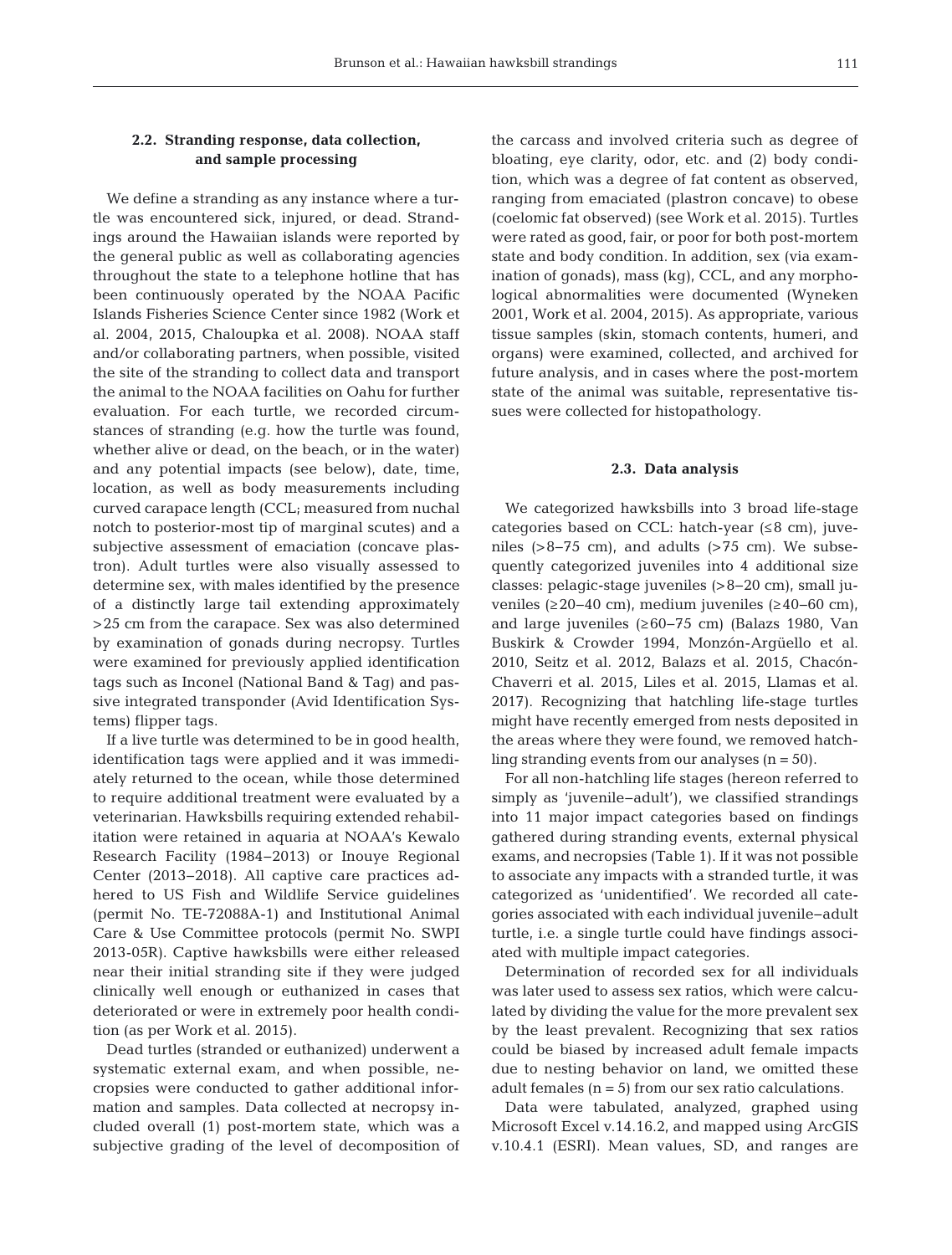### 2.2. Stranding response, data collection, and sample processing

We define a stranding as any instance where a turtle was encountered sick, injured, or dead. Strandings around the Hawaiian islands were reported by the general public as well as collaborating agencies throughout the state to a telephone hotline that has been continuously operated by the NOAA Pacific Islands Fisheries Science Center since 1982 (Work et al. 2004, 2015, Chaloupka et al. 2008). NOAA staff and/or collaborating partners, when possible, visited the site of the stranding to collect data and transport the animal to the NOAA facilities on Oahu for further evaluation. For each turtle, we recorded circumstances of stranding (e.g. how the turtle was found, whether alive or dead, on the beach, or in the water) and any potential impacts (see below), date, time, location, as well as body measurements including curved carapace length (CCL; measured from nuchal notch to posterior-most tip of marginal scutes) and a subjective assessment of emaciation (concave plastron). Adult turtles were also visually assessed to determine sex, with males identified by the presence of a distinctly large tail extending approximately >25 cm from the carapace. Sex was also determined by examination of gonads during necropsy. Turtles were examined for previously applied identification tags such as Inconel (National Band & Tag) and passive integrated transponder (Avid Identification Systems) flipper tags.

If a live turtle was determined to be in good health, identification tags were applied and it was immediately returned to the ocean, while those determined to require additional treatment were evaluated by a veterinarian. Hawksbills requiring extended rehabilitation were retained in aquaria at NOAA's Kewalo Research Facility (1984–2013) or Inouye Regional Center (2013–2018). All captive care practices adhered to US Fish and Wildlife Service guidelines (permit No. TE-72088A-1) and Institutional Animal Care & Use Committee protocols (permit No. SWPI 2013-05R). Captive hawksbills were either released near their initial stranding site if they were judged clinically well enough or euthanized in cases that deteriorated or were in extremely poor health condition (as per Work et al. 2015).

Dead turtles (stranded or euthanized) underwent a systematic external exam, and when possible, necropsies were conducted to gather additional information and samples. Data collected at necropsy included overall (1) post-mortem state, which was a subjective grading of the level of decomposition of the carcass and involved criteria such as degree of bloating, eye clarity, odor, etc. and (2) body condition, which was a degree of fat content as observed, ranging from emaciated (plastron concave) to obese (coelomic fat observed) (see Work et al. 2015). Turtles were rated as good, fair, or poor for both post-mortem state and body condition. In addition, sex (via examination of gonads), mass (kg), CCL, and any morphological abnormalities were documented (Wyneken 2001, Work et al. 2004, 2015). As appropriate, various tissue samples (skin, stomach contents, humeri, and organs) were examined, collected, and archived for future analysis, and in cases where the post-mortem state of the animal was suitable, representative tissues were collected for histopathology.

### 2.3. Data analysis

We categorized hawksbills into 3 broad life-stage categories based on CCL: hatch-year (≤8 cm), juveniles (>8–75 cm), and adults (>75 cm). We subsequently categorized juveniles into 4 additional size classes: pelagic-stage juveniles (>8–20 cm), small juveniles (≥20–40 cm), medium juveniles (≥40–60 cm), and large juveniles (≥60–75 cm) (Balazs 1980, Van Buskirk & Crowder 1994, Monzón-Argüello et al. 2010, Seitz et al. 2012, Balazs et al. 2015, Chacón-Chaverri et al. 2015, Liles et al. 2015, Llamas et al. 2017). Recognizing that hatchling life-stage turtles might have recently emerged from nests deposited in the areas where they were found, we removed hatchling stranding events from our analyses (n = 50).

For all non-hatchling life stages (hereon referred to simply as 'juvenile–adult'), we classified strandings into 11 major impact categories based on findings gathered during stranding events, external physical exams, and necropsies (Table 1). If it was not possible to associate any impacts with a stranded turtle, it was categorized as 'unidentified'. We recorded all categories associated with each individual juvenile–adult turtle, i.e. a single turtle could have findings associated with multiple impact categories.

Determination of recorded sex for all individuals was later used to assess sex ratios, which were calculated by dividing the value for the more prevalent sex by the least prevalent. Recognizing that sex ratios could be biased by increased adult female impacts due to nesting behavior on land, we omitted these adult females (n = 5) from our sex ratio calculations.

Data were tabulated, analyzed, graphed using Microsoft Excel v.14.16.2, and mapped using ArcGIS v.10.4.1 (ESRI). Mean values, SD, and ranges are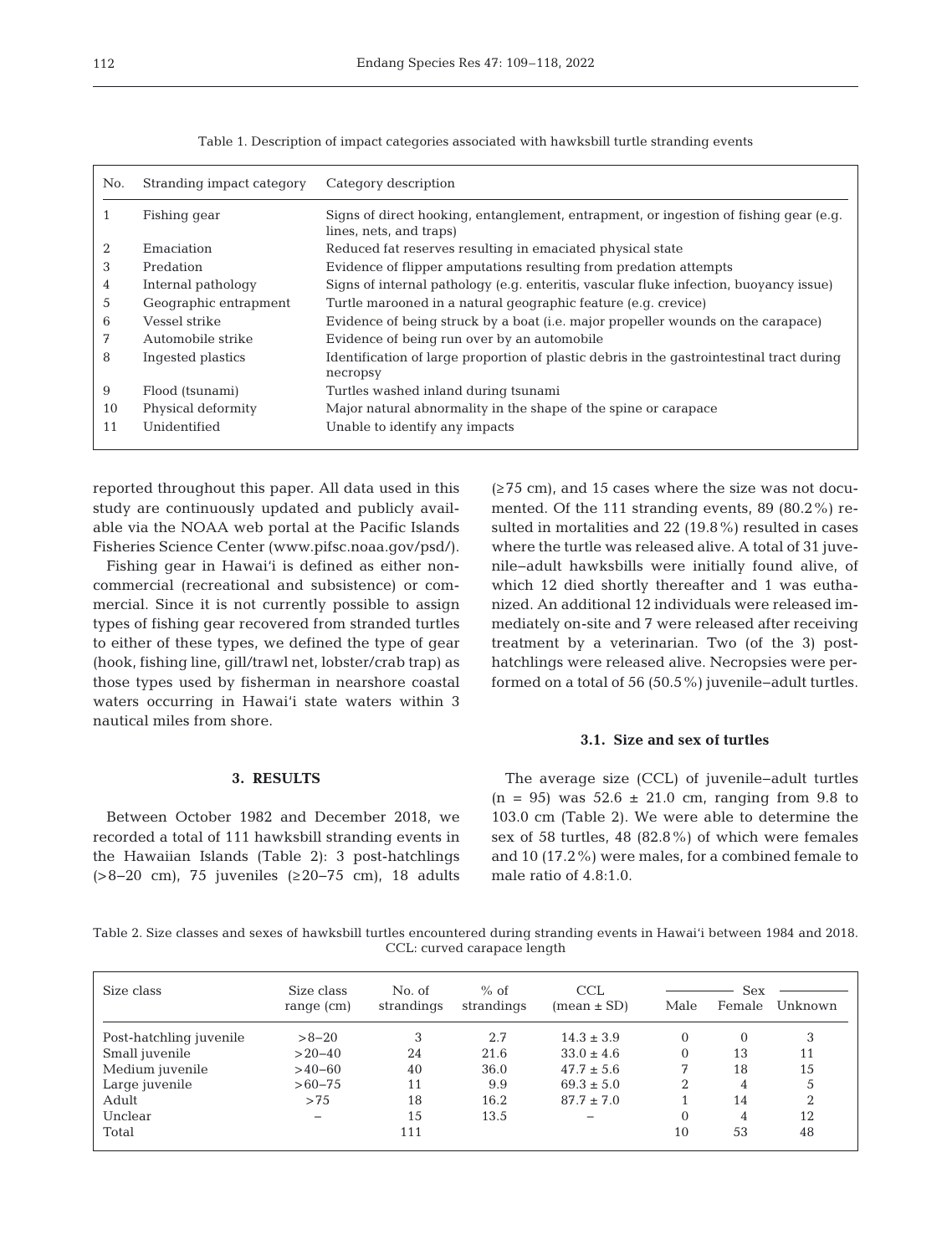Table 1. Description of impact categories associated with hawksbill turtle stranding events

| No. | Stranding impact category | Category description |
|---|---|---|
| 1 | Fishing gear | Signs of direct hooking, entanglement, entrapment, or ingestion of fishing gear (e.g. lines, nets, and traps) |
| 2 | Emaciation | Reduced fat reserves resulting in emaciated physical state |
| 3 | Predation | Evidence of flipper amputations resulting from predation attempts |
| 4 | Internal pathology | Signs of internal pathology (e.g. enteritis, vascular fluke infection, buoyancy issue) |
| 5 | Geographic entrapment | Turtle marooned in a natural geographic feature (e.g. crevice) |
| 6 | Vessel strike | Evidence of being struck by a boat (i.e. major propeller wounds on the carapace) |
| 7 | Automobile strike | Evidence of being run over by an automobile |
| 8 | Ingested plastics | Identification of large proportion of plastic debris in the gastrointestinal tract during necropsy |
| 9 | Flood (tsunami) | Turtles washed inland during tsunami |
| 10 | Physical deformity | Major natural abnormality in the shape of the spine or carapace |
| 11 | Unidentified | Unable to identify any impacts |

reported throughout this paper. All data used in this study are continuously updated and publicly available via the NOAA web portal at the Pacific Islands Fisheries Science Center (www.pifsc.noaa.gov/psd/).

Fishing gear in Hawai'i is defined as either noncommercial (recreational and subsistence) or commercial. Since it is not currently possible to assign types of fishing gear recovered from stranded turtles to either of these types, we defined the type of gear (hook, fishing line, gill/trawl net, lobster/crab trap) as those types used by fisherman in nearshore coastal waters occurring in Hawai'i state waters within 3 nautical miles from shore.

## 3. RESULTS

Between October 1982 and December 2018, we recorded a total of 111 hawksbill stranding events in the Hawaiian Islands (Table 2): 3 post-hatchlings (>8–20 cm), 75 juveniles (≥20–75 cm), 18 adults (≥75 cm), and 15 cases where the size was not documented. Of the 111 stranding events, 89 (80.2%) resulted in mortalities and 22 (19.8%) resulted in cases where the turtle was released alive. A total of 31 juvenile–adult hawksbills were initially found alive, of which 12 died shortly thereafter and 1 was euthanized. An additional 12 individuals were released immediately on-site and 7 were released after receiving treatment by a veterinarian. Two (of the 3) post-hatchlings were released alive. Necropsies were performed on a total of 56 (50.5%) juvenile–adult turtles.

### 3.1. Size and sex of turtles

The average size (CCL) of juvenile–adult turtles (n = 95) was 52.6 ± 21.0 cm, ranging from 9.8 to 103.0 cm (Table 2). We were able to determine the sex of 58 turtles, 48 (82.8%) of which were females and 10 (17.2%) were males, for a combined female to male ratio of 4.8:1.0.

Table 2. Size classes and sexes of hawksbill turtles encountered during stranding events in Hawai'i between 1984 and 2018. CCL: curved carapace length

| Size class | Size class range (cm) | No. of strandings | % of strandings | CCL (mean ± SD) | Sex | | |
|---|---|---|---|---|---|---|---|
| | | | | | Male | Female | Unknown |
| Post-hatchling juvenile | >8–20 | 3 | 2.7 | 14.3 ± 3.9 | 0 | 0 | 3 |
| Small juvenile | >20–40 | 24 | 21.6 | 33.0 ± 4.6 | 0 | 13 | 11 |
| Medium juvenile | >40–60 | 40 | 36.0 | 47.7 ± 5.6 | 7 | 18 | 15 |
| Large juvenile | >60–75 | 11 | 9.9 | 69.3 ± 5.0 | 2 | 4 | 5 |
| Adult | >75 | 18 | 16.2 | 87.7 ± 7.0 | 1 | 14 | 2 |
| Unclear | – | 15 | 13.5 | – | 0 | 4 | 12 |
| Total | | 111 | | | 10 | 53 | 48 |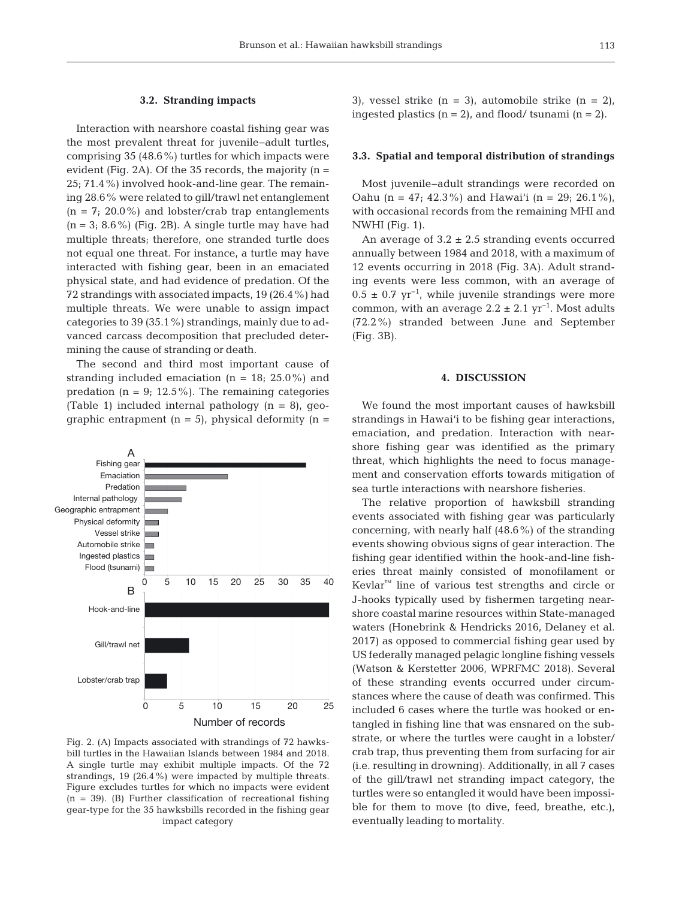### 3.2. Stranding impacts

Interaction with nearshore coastal fishing gear was the most prevalent threat for juvenile–adult turtles, comprising 35 (48.6%) turtles for which impacts were evident (Fig. 2A). Of the 35 records, the majority (n = 25; 71.4%) involved hook-and-line gear. The remaining 28.6% were related to gill/trawl net entanglement (n = 7; 20.0%) and lobster/crab trap entanglements (n = 3; 8.6%) (Fig. 2B). A single turtle may have had multiple threats; therefore, one stranded turtle does not equal one threat. For instance, a turtle may have interacted with fishing gear, been in an emaciated physical state, and had evidence of predation. Of the 72 strandings with associated impacts, 19 (26.4%) had multiple threats. We were unable to assign impact categories to 39 (35.1%) strandings, mainly due to advanced carcass decomposition that precluded determining the cause of stranding or death.

The second and third most important cause of stranding included emaciation (n = 18; 25.0%) and predation (n = 9; 12.5%). The remaining categories (Table 1) included internal pathology (n = 8), geographic entrapment (n = 5), physical deformity (n = 3), vessel strike (n = 3), automobile strike (n = 2), ingested plastics (n = 2), and flood/ tsunami (n = 2).

Fig. 2. (A) Impacts associated with strandings of 72 hawksbill turtles in the Hawaiian Islands between 1984 and 2018. A single turtle may exhibit multiple impacts. Of the 72 strandings, 19 (26.4%) were impacted by multiple threats. Figure excludes turtles for which no impacts were evident (n = 39). (B) Further classification of recreational fishing gear-type for the 35 hawksbills recorded in the fishing gear impact category

### 3.3. Spatial and temporal distribution of strandings

Most juvenile–adult strandings were recorded on Oahu (n = 47; 42.3%) and Hawai'i (n = 29; 26.1%), with occasional records from the remaining MHI and NWHI (Fig. 1).

An average of 3.2 ± 2.5 stranding events occurred annually between 1984 and 2018, with a maximum of 12 events occurring in 2018 (Fig. 3A). Adult stranding events were less common, with an average of $0.5 \pm 0.7$ yr$^{-1}$, while juvenile strandings were more common, with an average $2.2 \pm 2.1$ yr$^{-1}$. Most adults (72.2%) stranded between June and September (Fig. 3B).

## 4. DISCUSSION

We found the most important causes of hawksbill strandings in Hawai'i to be fishing gear interactions, emaciation, and predation. Interaction with nearshore fishing gear was identified as the primary threat, which highlights the need to focus management and conservation efforts towards mitigation of sea turtle interactions with nearshore fisheries.

The relative proportion of hawksbill stranding events associated with fishing gear was particularly concerning, with nearly half (48.6%) of the stranding events showing obvious signs of gear interaction. The fishing gear identified within the hook-and-line fisheries threat mainly consisted of monofilament or Kevlar™ line of various test strengths and circle or J-hooks typically used by fishermen targeting nearshore coastal marine resources within State-managed waters (Honebrink & Hendricks 2016, Delaney et al. 2017) as opposed to commercial fishing gear used by US federally managed pelagic longline fishing vessels (Watson & Kerstetter 2006, WPRFMC 2018). Several of these stranding events occurred under circumstances where the cause of death was confirmed. This included 6 cases where the turtle was hooked or entangled in fishing line that was ensnared on the substrate, or where the turtles were caught in a lobster/ crab trap, thus preventing them from surfacing for air (i.e. resulting in drowning). Additionally, in all 7 cases of the gill/trawl net stranding impact category, the turtles were so entangled it would have been impossible for them to move (to dive, feed, breathe, etc.), eventually leading to mortality.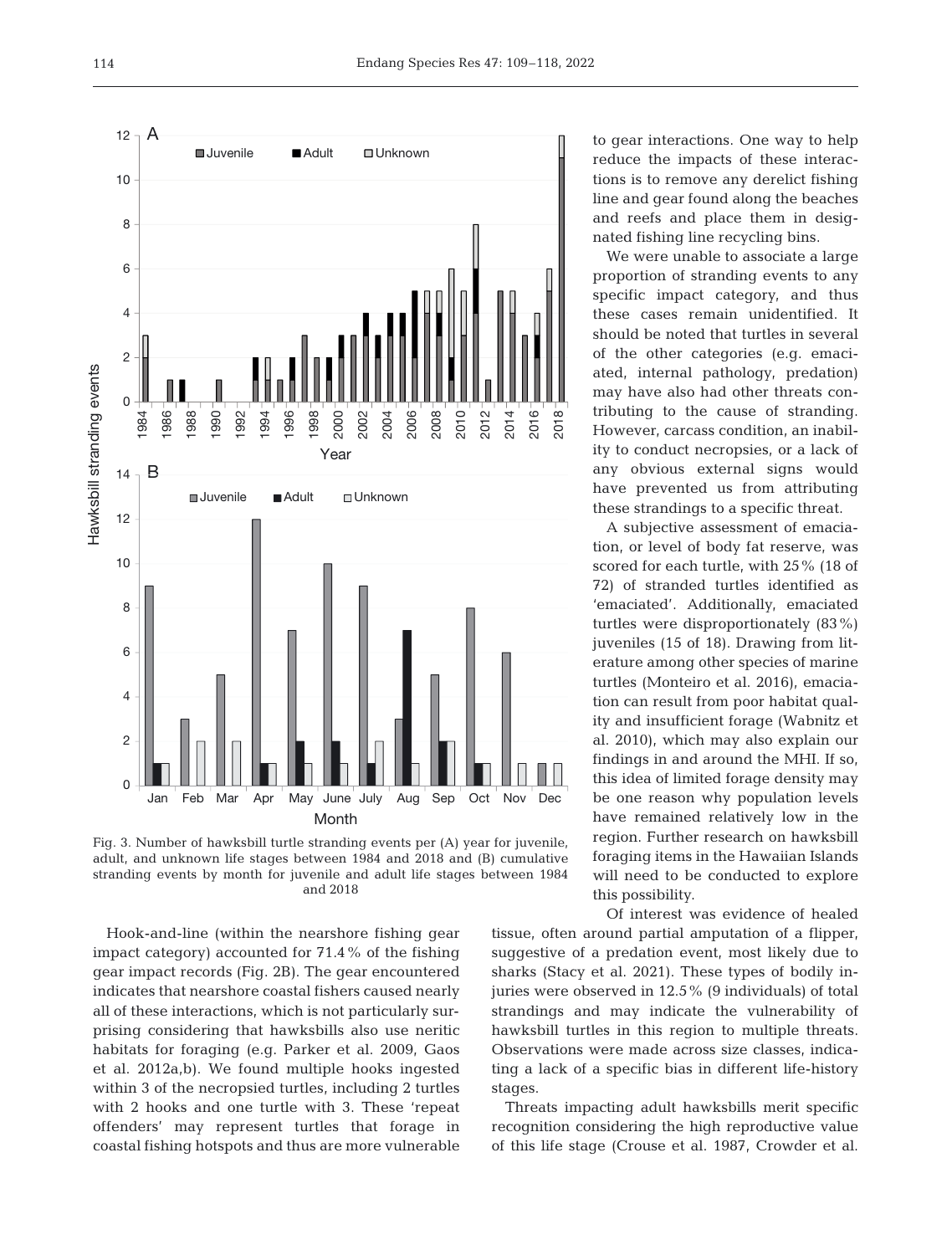Fig. 3. Number of hawksbill turtle stranding events per (A) year for juvenile, adult, and unknown life stages between 1984 and 2018 and (B) cumulative stranding events by month for juvenile and adult life stages between 1984 and 2018

Hook-and-line (within the nearshore fishing gear impact category) accounted for 71.4% of the fishing gear impact records (Fig. 2B). The gear encountered indicates that nearshore coastal fishers caused nearly all of these interactions, which is not particularly surprising considering that hawksbills also use neritic habitats for foraging (e.g. Parker et al. 2009, Gaos et al. 2012a,b). We found multiple hooks ingested within 3 of the necropsied turtles, including 2 turtles with 2 hooks and one turtle with 3. These 'repeat offenders' may represent turtles that forage in coastal fishing hotspots and thus are more vulnerable to gear interactions. One way to help reduce the impacts of these interactions is to remove any derelict fishing line and gear found along the beaches and reefs and place them in designated fishing line recycling bins.

We were unable to associate a large proportion of stranding events to any specific impact category, and thus these cases remain unidentified. It should be noted that turtles in several of the other categories (e.g. emaciated, internal pathology, predation) may have also had other threats contributing to the cause of stranding. However, carcass condition, an inability to conduct necropsies, or a lack of any obvious external signs would have prevented us from attributing these strandings to a specific threat.

A subjective assessment of emaciation, or level of body fat reserve, was scored for each turtle, with 25% (18 of 72) of stranded turtles identified as 'emaciated'. Additionally, emaciated turtles were disproportionately (83%) juveniles (15 of 18). Drawing from literature among other species of marine turtles (Monteiro et al. 2016), emaciation can result from poor habitat quality and insufficient forage (Wabnitz et al. 2010), which may also explain our findings in and around the MHI. If so, this idea of limited forage density may be one reason why population levels have remained relatively low in the region. Further research on hawksbill foraging items in the Hawaiian Islands will need to be conducted to explore this possibility.

Of interest was evidence of healed tissue, often around partial amputation of a flipper, suggestive of a predation event, most likely due to sharks (Stacy et al. 2021). These types of bodily injuries were observed in 12.5% (9 individuals) of total strandings and may indicate the vulnerability of hawksbill turtles in this region to multiple threats. Observations were made across size classes, indicating a lack of a specific bias in different life-history stages.

Threats impacting adult hawksbills merit specific recognition considering the high reproductive value of this life stage (Crouse et al. 1987, Crowder et al.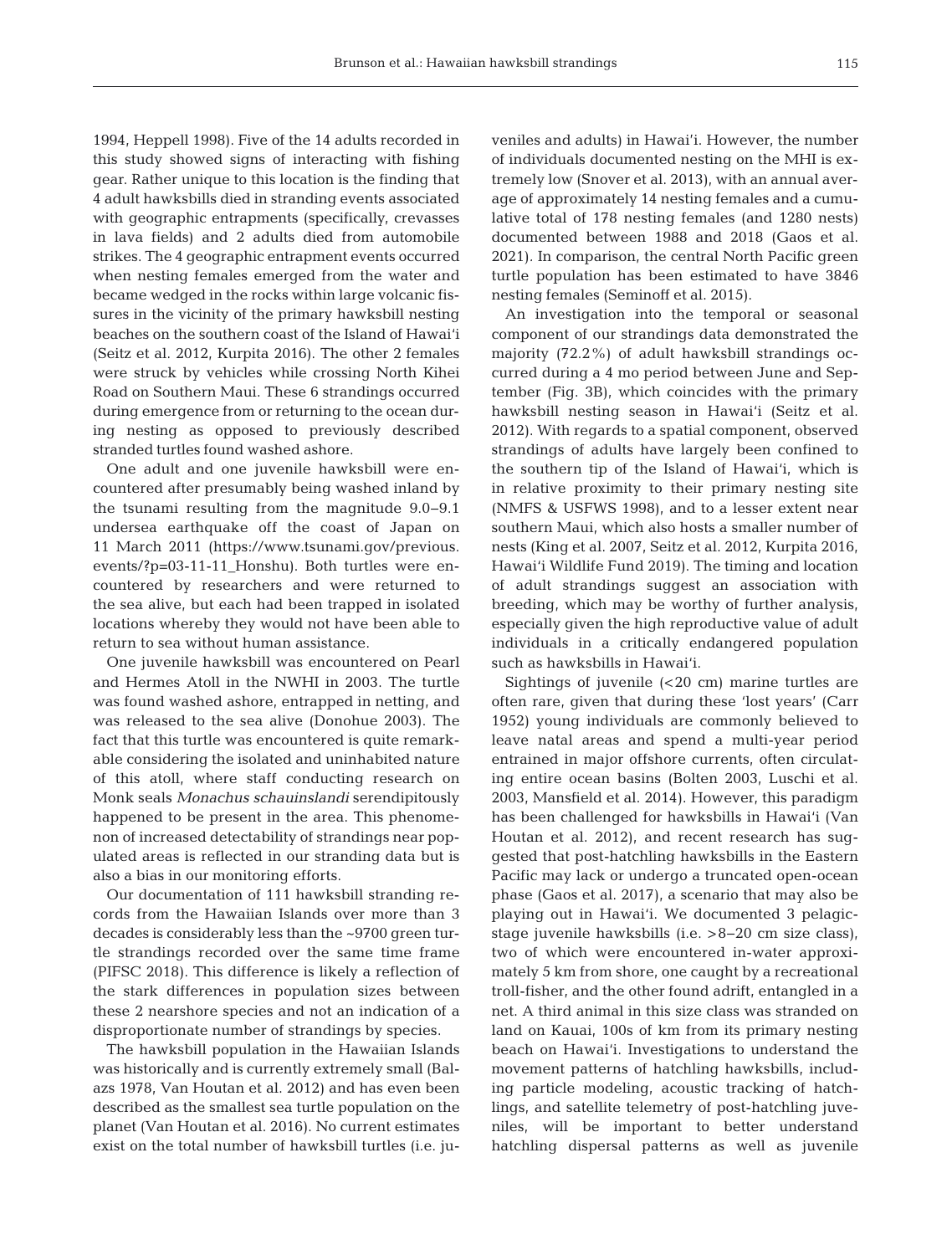1994, Heppell 1998). Five of the 14 adults recorded in this study showed signs of interacting with fishing gear. Rather unique to this location is the finding that 4 adult hawksbills died in stranding events associated with geographic entrapments (specifically, crevasses in lava fields) and 2 adults died from automobile strikes. The 4 geographic entrapment events occurred when nesting females emerged from the water and became wedged in the rocks within large volcanic fissures in the vicinity of the primary hawksbill nesting beaches on the southern coast of the Island of Hawai'i (Seitz et al. 2012, Kurpita 2016). The other 2 females were struck by vehicles while crossing North Kihei Road on Southern Maui. These 6 strandings occurred during emergence from or returning to the ocean during nesting as opposed to previously described stranded turtles found washed ashore.

One adult and one juvenile hawksbill were encountered after presumably being washed inland by the tsunami resulting from the magnitude 9.0–9.1 undersea earthquake off the coast of Japan on 11 March 2011 (https://www.tsunami.gov/previous.events/?p=03-11-11_Honshu). Both turtles were encountered by researchers and were returned to the sea alive, but each had been trapped in isolated locations whereby they would not have been able to return to sea without human assistance.

One juvenile hawksbill was encountered on Pearl and Hermes Atoll in the NWHI in 2003. The turtle was found washed ashore, entrapped in netting, and was released to the sea alive (Donohue 2003). The fact that this turtle was encountered is quite remarkable considering the isolated and uninhabited nature of this atoll, where staff conducting research on Monk seals *Monachus schauinslandi* serendipitously happened to be present in the area. This phenomenon of increased detectability of strandings near populated areas is reflected in our stranding data but is also a bias in our monitoring efforts.

Our documentation of 111 hawksbill stranding records from the Hawaiian Islands over more than 3 decades is considerably less than the ~9700 green turtle strandings recorded over the same time frame (PIFSC 2018). This difference is likely a reflection of the stark differences in population sizes between these 2 nearshore species and not an indication of a disproportionate number of strandings by species.

The hawksbill population in the Hawaiian Islands was historically and is currently extremely small (Balazs 1978, Van Houtan et al. 2012) and has even been described as the smallest sea turtle population on the planet (Van Houtan et al. 2016). No current estimates exist on the total number of hawksbill turtles (i.e. juveniles and adults) in Hawai'i. However, the number of individuals documented nesting on the MHI is extremely low (Snover et al. 2013), with an annual average of approximately 14 nesting females and a cumulative total of 178 nesting females (and 1280 nests) documented between 1988 and 2018 (Gaos et al. 2021). In comparison, the central North Pacific green turtle population has been estimated to have 3846 nesting females (Seminoff et al. 2015).

An investigation into the temporal or seasonal component of our strandings data demonstrated the majority (72.2%) of adult hawksbill strandings occurred during a 4 mo period between June and September (Fig. 3B), which coincides with the primary hawksbill nesting season in Hawai'i (Seitz et al. 2012). With regards to a spatial component, observed strandings of adults have largely been confined to the southern tip of the Island of Hawai'i, which is in relative proximity to their primary nesting site (NMFS & USFWS 1998), and to a lesser extent near southern Maui, which also hosts a smaller number of nests (King et al. 2007, Seitz et al. 2012, Kurpita 2016, Hawai'i Wildlife Fund 2019). The timing and location of adult strandings suggest an association with breeding, which may be worthy of further analysis, especially given the high reproductive value of adult individuals in a critically endangered population such as hawksbills in Hawai'i.

Sightings of juvenile (<20 cm) marine turtles are often rare, given that during these 'lost years' (Carr 1952) young individuals are commonly believed to leave natal areas and spend a multi-year period entrained in major offshore currents, often circulating entire ocean basins (Bolten 2003, Luschi et al. 2003, Mansfield et al. 2014). However, this paradigm has been challenged for hawksbills in Hawai'i (Van Houtan et al. 2012), and recent research has suggested that post-hatchling hawksbills in the Eastern Pacific may lack or undergo a truncated open-ocean phase (Gaos et al. 2017), a scenario that may also be playing out in Hawai'i. We documented 3 pelagic-stage juvenile hawksbills (i.e. >8–20 cm size class), two of which were encountered in-water approximately 5 km from shore, one caught by a recreational troll-fisher, and the other found adrift, entangled in a net. A third animal in this size class was stranded on land on Kauai, 100s of km from its primary nesting beach on Hawai'i. Investigations to understand the movement patterns of hatchling hawksbills, including particle modeling, acoustic tracking of hatchlings, and satellite telemetry of post-hatchling juveniles, will be important to better understand hatchling dispersal patterns as well as juvenile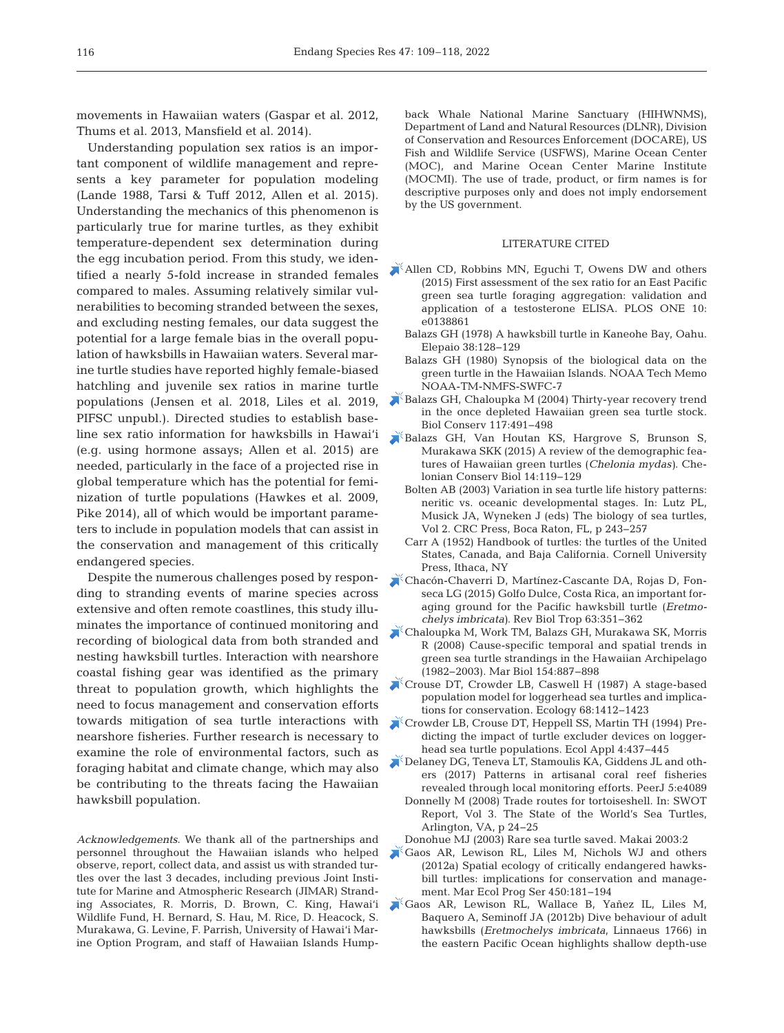movements in Hawaiian waters (Gaspar et al. 2012, Thums et al. 2013, Mansfield et al. 2014).

Understanding population sex ratios is an important component of wildlife management and represents a key parameter for population modeling (Lande 1988, Tarsi & Tuff 2012, Allen et al. 2015). Understanding the mechanics of this phenomenon is particularly true for marine turtles, as they exhibit temperature-dependent sex determination during the egg incubation period. From this study, we identified a nearly 5-fold increase in stranded females compared to males. Assuming relatively similar vulnerabilities to becoming stranded between the sexes, and excluding nesting females, our data suggest the potential for a large female bias in the overall population of hawksbills in Hawaiian waters. Several marine turtle studies have reported highly female-biased hatchling and juvenile sex ratios in marine turtle populations (Jensen et al. 2018, Liles et al. 2019, PIFSC unpubl.). Directed studies to establish baseline sex ratio information for hawksbills in Hawai'i (e.g. using hormone assays; Allen et al. 2015) are needed, particularly in the face of a projected rise in global temperature which has the potential for feminization of turtle populations (Hawkes et al. 2009, Pike 2014), all of which would be important parameters to include in population models that can assist in the conservation and management of this critically endangered species.

Despite the numerous challenges posed by responding to stranding events of marine species across extensive and often remote coastlines, this study illuminates the importance of continued monitoring and recording of biological data from both stranded and nesting hawksbill turtles. Interaction with nearshore coastal fishing gear was identified as the primary threat to population growth, which highlights the need to focus management and conservation efforts towards mitigation of sea turtle interactions with nearshore fisheries. Further research is necessary to examine the role of environmental factors, such as foraging habitat and climate change, which may also be contributing to the threats facing the Hawaiian hawksbill population.

*Acknowledgements*. We thank all of the partnerships and personnel throughout the Hawaiian islands who helped observe, report, collect data, and assist us with stranded turtles over the last 3 decades, including previous Joint Institute for Marine and Atmospheric Research (JIMAR) Stranding Associates, R. Morris, D. Brown, C. King, Hawai'i Wildlife Fund, H. Bernard, S. Hau, M. Rice, D. Heacock, S. Murakawa, G. Levine, F. Parrish, University of Hawai'i Marine Option Program, and staff of Hawaiian Islands Humpback Whale National Marine Sanctuary (HIHWNMS), Department of Land and Natural Resources (DLNR), Division of Conservation and Resources Enforcement (DOCARE), US Fish and Wildlife Service (USFWS), Marine Ocean Center (MOC), and Marine Ocean Center Marine Institute (MOCMI). The use of trade, product, or firm names is for descriptive purposes only and does not imply endorsement by the US government.

## LITERATURE CITED

- Allen CD, Robbins MN, Eguchi T, Owens DW and others (2015) First assessment of the sex ratio for an East Pacific green sea turtle foraging aggregation: validation and application of a testosterone ELISA. PLOS ONE 10: e0138861
- Balazs GH (1978) A hawksbill turtle in Kaneohe Bay, Oahu. Elepaio 38:128–129
- Balazs GH (1980) Synopsis of the biological data on the green turtle in the Hawaiian Islands. NOAA Tech Memo NOAA-TM-NMFS-SWFC-7
- Balazs GH, Chaloupka M (2004) Thirty-year recovery trend in the once depleted Hawaiian green sea turtle stock. Biol Conserv 117:491–498
- Balazs GH, Van Houtan KS, Hargrove S, Brunson S, Murakawa SKK (2015) A review of the demographic features of Hawaiian green turtles (*Chelonia mydas*). Chelonian Conserv Biol 14:119–129
- Bolten AB (2003) Variation in sea turtle life history patterns: neritic vs. oceanic developmental stages. In: Lutz PL, Musick JA, Wyneken J (eds) The biology of sea turtles, Vol 2. CRC Press, Boca Raton, FL, p 243–257
- Carr A (1952) Handbook of turtles: the turtles of the United States, Canada, and Baja California. Cornell University Press, Ithaca, NY
- Chacón-Chaverri D, Martínez-Cascante DA, Rojas D, Fonseca LG (2015) Golfo Dulce, Costa Rica, an important foraging ground for the Pacific hawksbill turtle (*Eretmochelys imbricata*). Rev Biol Trop 63:351–362
- Chaloupka M, Work TM, Balazs GH, Murakawa SK, Morris R (2008) Cause-specific temporal and spatial trends in green sea turtle strandings in the Hawaiian Archipelago (1982–2003). Mar Biol 154:887–898
- Crouse DT, Crowder LB, Caswell H (1987) A stage-based population model for loggerhead sea turtles and implications for conservation. Ecology 68:1412–1423
- Crowder LB, Crouse DT, Heppell SS, Martin TH (1994) Predicting the impact of turtle excluder devices on loggerhead sea turtle populations. Ecol Appl 4:437–445
- Delaney DG, Teneva LT, Stamoulis KA, Giddens JL and others (2017) Patterns in artisanal coral reef fisheries revealed through local monitoring efforts. PeerJ 5:e4089
- Donnelly M (2008) Trade routes for tortoiseshell. In: SWOT Report, Vol 3. The State of the World's Sea Turtles, Arlington, VA, p 24–25
- Donohue MJ (2003) Rare sea turtle saved. Makai 2003:2
- Gaos AR, Lewison RL, Liles M, Nichols WJ and others (2012a) Spatial ecology of critically endangered hawksbill turtles: implications for conservation and management. Mar Ecol Prog Ser 450:181–194
- Gaos AR, Lewison RL, Wallace B, Yañez IL, Liles M, Baquero A, Seminoff JA (2012b) Dive behaviour of adult hawksbills (*Eretmochelys imbricata*, Linnaeus 1766) in the eastern Pacific Ocean highlights shallow depth-use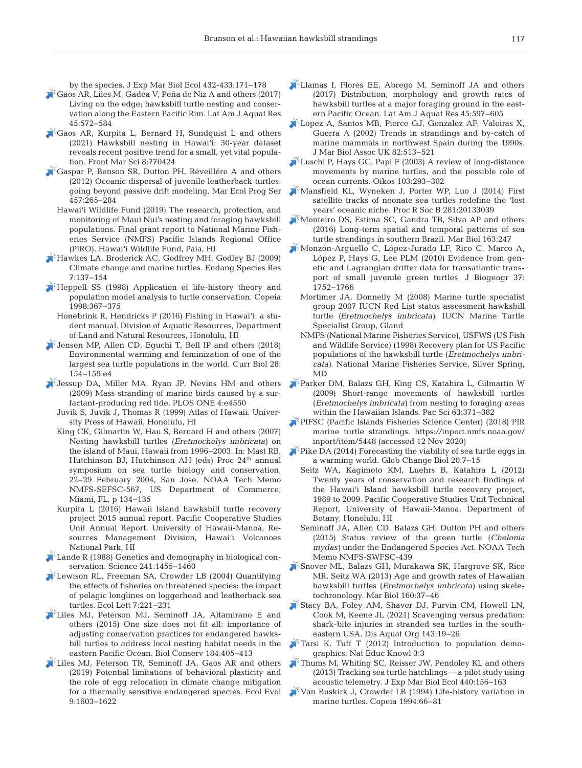by the species. J Exp Mar Biol Ecol 432-433:171–178

Gaos AR, Liles M, Gadea V, Peña de Niz A and others (2017) Living on the edge; hawksbill turtle nesting and conservation along the Eastern Pacific Rim. Lat Am J Aquat Res 45:572–584

Gaos AR, Kurpita L, Bernard H, Sundquist L and others (2021) Hawksbill nesting in Hawai'i: 30-year dataset reveals recent positive trend for a small, yet vital population. Front Mar Sci 8:770424

Gaspar P, Benson SR, Dutton PH, Réveillére A and others (2012) Oceanic dispersal of juvenile leatherback turtles: going beyond passive drift modeling. Mar Ecol Prog Ser 457:265–284

Hawai'i Wildlife Fund (2019) The research, protection, and monitoring of Maui Nui's nesting and foraging hawksbill populations. Final grant report to National Marine Fisheries Service (NMFS) Pacific Islands Regional Office (PIRO). Hawai'i Wildlife Fund, Paia, HI

Hawkes LA, Broderick AC, Godfrey MH, Godley BJ (2009) Climate change and marine turtles. Endang Species Res 7:137–154

Heppell SS (1998) Application of life-history theory and population model analysis to turtle conservation. Copeia 1998:367–375

Honebrink R, Hendricks P (2016) Fishing in Hawai'i: a student manual. Division of Aquatic Resources, Department of Land and Natural Resources, Honolulu, HI

Jensen MP, Allen CD, Eguchi T, Bell IP and others (2018) Environmental warming and feminization of one of the largest sea turtle populations in the world. Curr Biol 28: 154–159.e4

Jessup DA, Miller MA, Ryan JP, Nevins HM and others (2009) Mass stranding of marine birds caused by a surfactant-producing red tide. PLOS ONE 4:e4550

Juvik S, Juvik J, Thomas R (1999) Atlas of Hawaii. University Press of Hawaii, Honolulu, HI

King CK, Gilmartin W, Hau S, Bernard H and others (2007) Nesting hawksbill turtles (*Eretmochelys imbricata*) on the island of Maui, Hawaii from 1996–2003. In: Mast RB, Hutchinson BJ, Hutchinson AH (eds) Proc 24th annual symposium on sea turtle biology and conservation, 22–29 February 2004, San Jose. NOAA Tech Memo NMFS-SEFSC-567, US Department of Commerce, Miami, FL, p 134–135

Kurpita L (2016) Hawaii Island hawksbill turtle recovery project 2015 annual report. Pacific Cooperative Studies Unit Annual Report, University of Hawaii-Manoa, Resources Management Division, Hawai'i Volcanoes National Park, HI

Lande R (1988) Genetics and demography in biological conservation. Science 241:1455–1460

Lewison RL, Freeman SA, Crowder LB (2004) Quantifying the effects of fisheries on threatened species: the impact of pelagic longlines on loggerhead and leatherback sea turtles. Ecol Lett 7:221–231

Liles MJ, Peterson MJ, Seminoff JA, Altamirano E and others (2015) One size does not fit all: importance of adjusting conservation practices for endangered hawksbill turtles to address local nesting habitat needs in the eastern Pacific Ocean. Biol Conserv 184:405–413

Liles MJ, Peterson TR, Seminoff JA, Gaos AR and others (2019) Potential limitations of behavioral plasticity and the role of egg relocation in climate change mitigation for a thermally sensitive endangered species. Ecol Evol 9:1603–1622

Llamas I, Flores EE, Abrego M, Seminoff JA and others (2017) Distribution, morphology and growth rates of hawksbill turtles at a major foraging ground in the eastern Pacific Ocean. Lat Am J Aquat Res 45:597–605

Lopez A, Santos MB, Pierce GJ, Gonzalez AF, Valeiras X, Guerra A (2002) Trends in strandings and by-catch of marine mammals in northwest Spain during the 1990s. J Mar Biol Assoc UK 82:513–521

Luschi P, Hays GC, Papi F (2003) A review of long-distance movements by marine turtles, and the possible role of ocean currents. Oikos 103:293–302

Mansfield KL, Wyneken J, Porter WP, Luo J (2014) First satellite tracks of neonate sea turtles redefine the 'lost years' oceanic niche. Proc R Soc B 281:20133039

Monteiro DS, Estima SC, Gandra TB, Silva AP and others (2016) Long-term spatial and temporal patterns of sea turtle strandings in southern Brazil. Mar Biol 163:247

Monzón-Argüello C, López-Jurado LF, Rico C, Marco A, López P, Hays G, Lee PLM (2010) Evidence from genetic and Lagrangian drifter data for transatlantic transport of small juvenile green turtles. J Biogeogr 37: 1752–1766

Mortimer JA, Donnelly M (2008) Marine turtle specialist group 2007 IUCN Red List status assessment hawksbill turtle (*Eretmochelys imbricata*). IUCN Marine Turtle Specialist Group, Gland

NMFS (National Marine Fisheries Service), USFWS (US Fish and Wildlife Service) (1998) Recovery plan for US Pacific populations of the hawksbill turtle (*Eretmochelys imbricata*). National Marine Fisheries Service, Silver Spring, MD

Parker DM, Balazs GH, King CS, Katahira L, Gilmartin W (2009) Short-range movements of hawksbill turtles (*Eretmochelys imbricata*) from nesting to foraging areas within the Hawaiian Islands. Pac Sci 63:371–382

PIFSC (Pacific Islands Fisheries Science Center) (2018) PIR marine turtle strandings. https://inport.nmfs.noaa.gov/inport/item/5448 (accessed 12 Nov 2020)

Pike DA (2014) Forecasting the viability of sea turtle eggs in a warming world. Glob Change Biol 20:7–15

Seitz WA, Kagimoto KM, Luehrs B, Katahira L (2012) Twenty years of conservation and research findings of the Hawai'i Island hawksbill turtle recovery project, 1989 to 2009. Pacific Cooperative Studies Unit Technical Report, University of Hawaii-Manoa, Department of Botany, Honolulu, HI

Seminoff JA, Allen CD, Balazs GH, Dutton PH and others (2015) Status review of the green turtle (*Chelonia mydas*) under the Endangered Species Act. NOAA Tech Memo NMFS-SWFSC-439

Snover ML, Balazs GH, Murakawa SK, Hargrove SK, Rice MR, Seitz WA (2013) Age and growth rates of Hawaiian hawksbill turtles (*Eretmochelys imbricata*) using skeletochronology. Mar Biol 160:37–46

Stacy BA, Foley AM, Shaver DJ, Purvin CM, Howell LN, Cook M, Keene JL (2021) Scavenging versus predation: shark-bite injuries in stranded sea turtles in the southeastern USA. Dis Aquat Org 143:19–26

Tarsi K, Tuff T (2012) Introduction to population demographics. Nat Educ Knowl 3:3

Thums M, Whiting SC, Reisser JW, Pendoley KL and others (2013) Tracking sea turtle hatchlings — a pilot study using acoustic telemetry. J Exp Mar Biol Ecol 440:156–163

Van Buskirk J, Crowder LB (1994) Life-history variation in marine turtles. Copeia 1994:66–81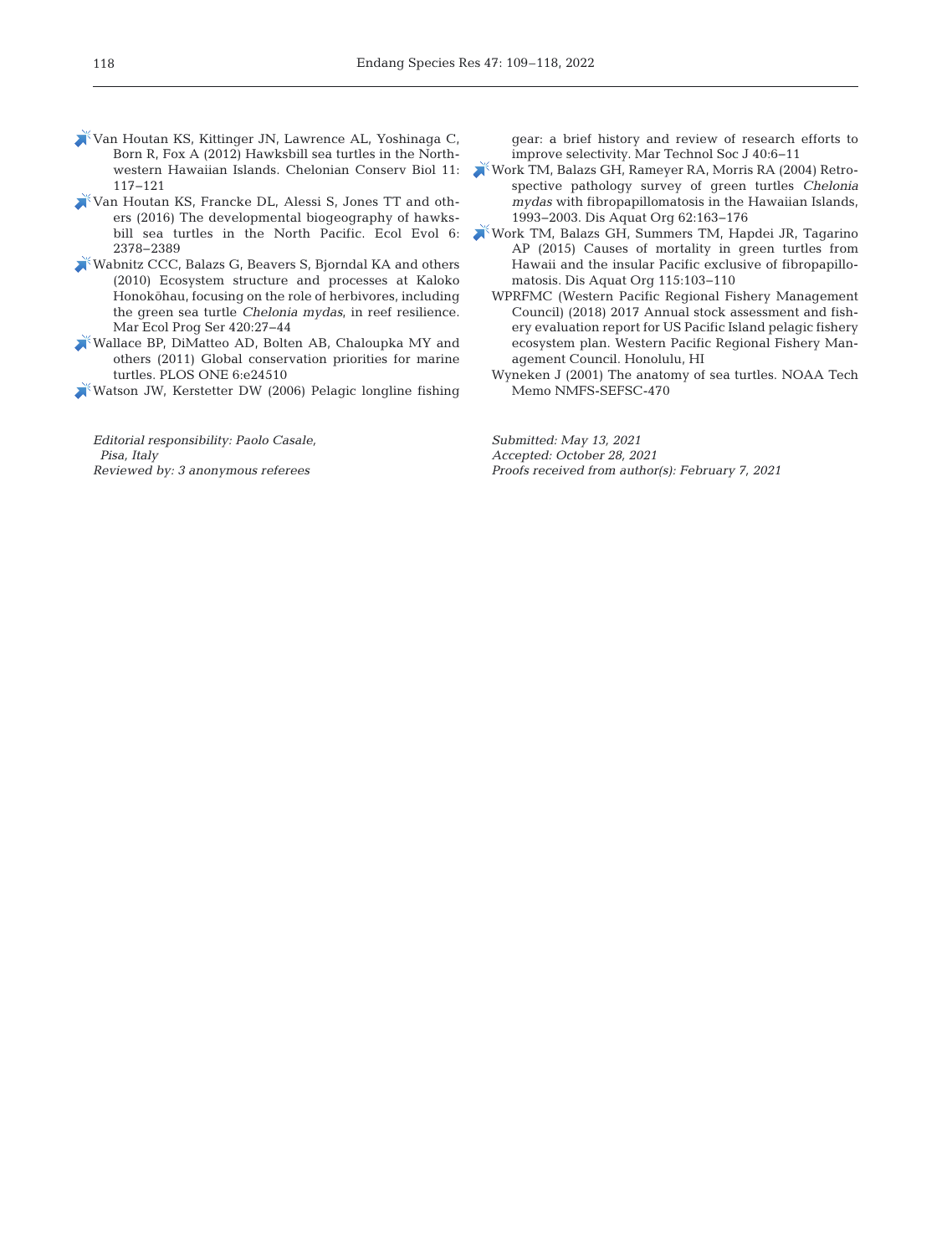Van Houtan KS, Kittinger JN, Lawrence AL, Yoshinaga C, Born R, Fox A (2012) Hawksbill sea turtles in the Northwestern Hawaiian Islands. Chelonian Conserv Biol 11: 117−121

Van Houtan KS, Francke DL, Alessi S, Jones TT and others (2016) The developmental biogeography of hawksbill sea turtles in the North Pacific. Ecol Evol 6: 2378−2389

Wabnitz CCC, Balazs G, Beavers S, Bjorndal KA and others (2010) Ecosystem structure and processes at Kaloko Honokōhau, focusing on the role of herbivores, including the green sea turtle *Chelonia mydas*, in reef resilience. Mar Ecol Prog Ser 420:27−44

Wallace BP, DiMatteo AD, Bolten AB, Chaloupka MY and others (2011) Global conservation priorities for marine turtles. PLOS ONE 6:e24510

Watson JW, Kerstetter DW (2006) Pelagic longline fishing gear: a brief history and review of research efforts to improve selectivity. Mar Technol Soc J 40:6−11

Work TM, Balazs GH, Rameyer RA, Morris RA (2004) Retrospective pathology survey of green turtles *Chelonia mydas* with fibropapillomatosis in the Hawaiian Islands, 1993−2003. Dis Aquat Org 62:163−176

Work TM, Balazs GH, Summers TM, Hapdei JR, Tagarino AP (2015) Causes of mortality in green turtles from Hawaii and the insular Pacific exclusive of fibropapillomatosis. Dis Aquat Org 115:103−110

WPRFMC (Western Pacific Regional Fishery Management Council) (2018) 2017 Annual stock assessment and fishery evaluation report for US Pacific Island pelagic fishery ecosystem plan. Western Pacific Regional Fishery Management Council. Honolulu, HI

Wyneken J (2001) The anatomy of sea turtles. NOAA Tech Memo NMFS-SEFSC-470

*Editorial responsibility: Paolo Casale, Pisa, Italy*
*Reviewed by: 3 anonymous referees*

*Submitted: May 13, 2021*
*Accepted: October 28, 2021*
*Proofs received from author(s): February 7, 2021*